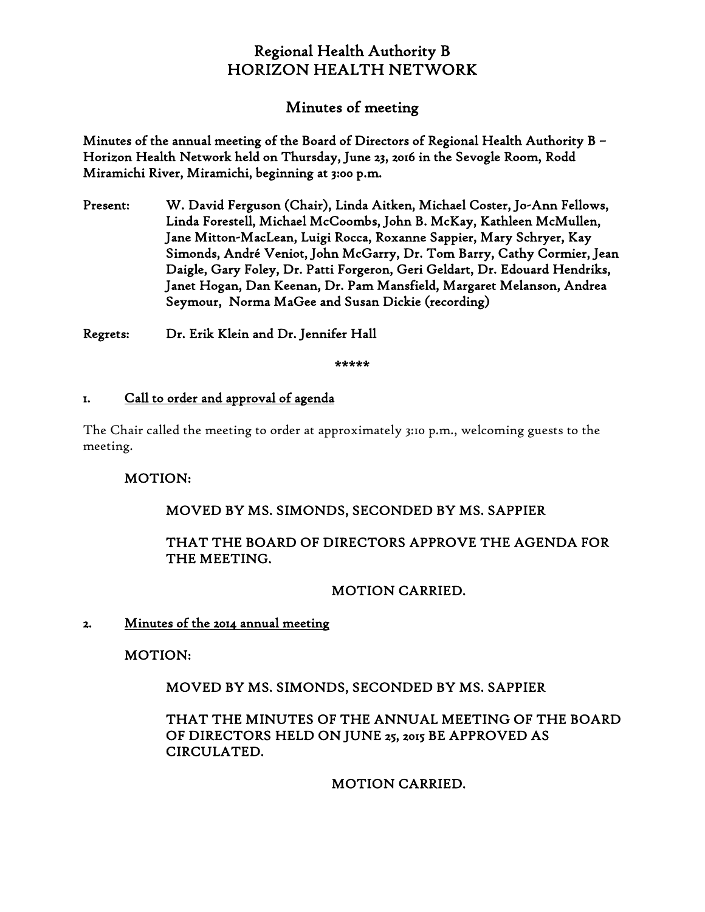# Regional Health Authority B
# HORIZON HEALTH NETWORK

## Minutes of meeting

**Minutes of the annual meeting of the Board of Directors of Regional Health Authority B – Horizon Health Network held on Thursday, June 23, 2016 in the Sevogle Room, Rodd Miramichi River, Miramichi, beginning at 3:00 p.m.**

**Present:** W. David Ferguson (Chair), Linda Aitken, Michael Coster, Jo-Ann Fellows, Linda Forestell, Michael McCoombs, John B. McKay, Kathleen McMullen, Jane Mitton-MacLean, Luigi Rocca, Roxanne Sappier, Mary Schryer, Kay Simonds, André Veniot, John McGarry, Dr. Tom Barry, Cathy Cormier, Jean Daigle, Gary Foley, Dr. Patti Forgeron, Geri Geldart, Dr. Edouard Hendriks, Janet Hogan, Dan Keenan, Dr. Pam Mansfield, Margaret Melanson, Andrea Seymour, Norma MaGee and Susan Dickie (recording)

**Regrets:** Dr. Erik Klein and Dr. Jennifer Hall

*****

### 1. Call to order and approval of agenda

The Chair called the meeting to order at approximately 3:10 p.m., welcoming guests to the meeting.

MOTION:

MOVED BY MS. SIMONDS, SECONDED BY MS. SAPPIER

THAT THE BOARD OF DIRECTORS APPROVE THE AGENDA FOR THE MEETING.

MOTION CARRIED.

### 2. Minutes of the 2014 annual meeting

MOTION:

MOVED BY MS. SIMONDS, SECONDED BY MS. SAPPIER

THAT THE MINUTES OF THE ANNUAL MEETING OF THE BOARD OF DIRECTORS HELD ON JUNE 25, 2015 BE APPROVED AS CIRCULATED.

MOTION CARRIED.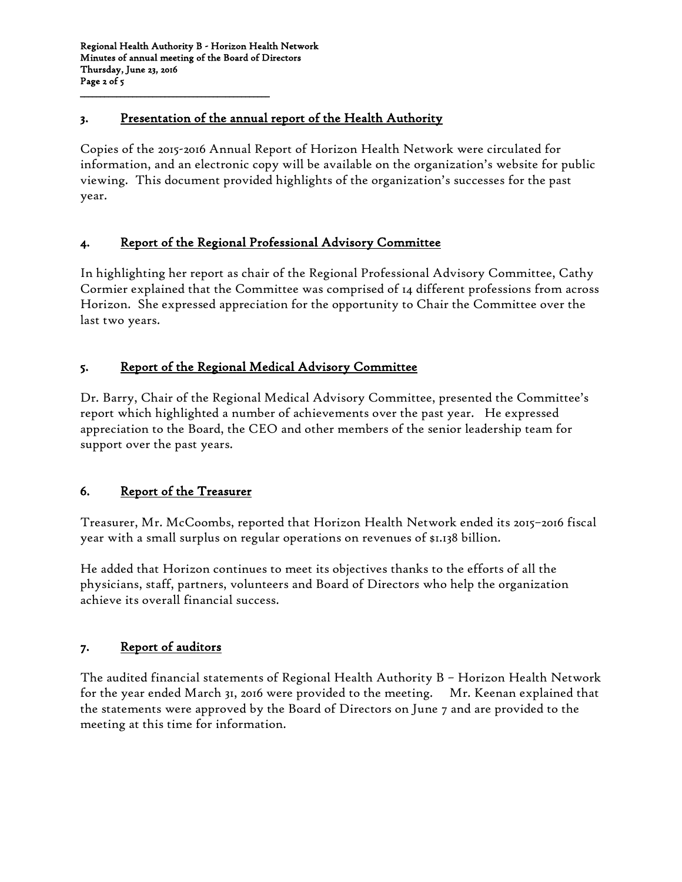## 3. Presentation of the annual report of the Health Authority

Copies of the 2015-2016 Annual Report of Horizon Health Network were circulated for information, and an electronic copy will be available on the organization's website for public viewing. This document provided highlights of the organization's successes for the past year.

## 4. Report of the Regional Professional Advisory Committee

In highlighting her report as chair of the Regional Professional Advisory Committee, Cathy Cormier explained that the Committee was comprised of 14 different professions from across Horizon. She expressed appreciation for the opportunity to Chair the Committee over the last two years.

## 5. Report of the Regional Medical Advisory Committee

Dr. Barry, Chair of the Regional Medical Advisory Committee, presented the Committee's report which highlighted a number of achievements over the past year. He expressed appreciation to the Board, the CEO and other members of the senior leadership team for support over the past years.

## 6. Report of the Treasurer

Treasurer, Mr. McCoombs, reported that Horizon Health Network ended its 2015–2016 fiscal year with a small surplus on regular operations on revenues of $1.138 billion.

He added that Horizon continues to meet its objectives thanks to the efforts of all the physicians, staff, partners, volunteers and Board of Directors who help the organization achieve its overall financial success.

## 7. Report of auditors

The audited financial statements of Regional Health Authority B – Horizon Health Network for the year ended March 31, 2016 were provided to the meeting. Mr. Keenan explained that the statements were approved by the Board of Directors on June 7 and are provided to the meeting at this time for information.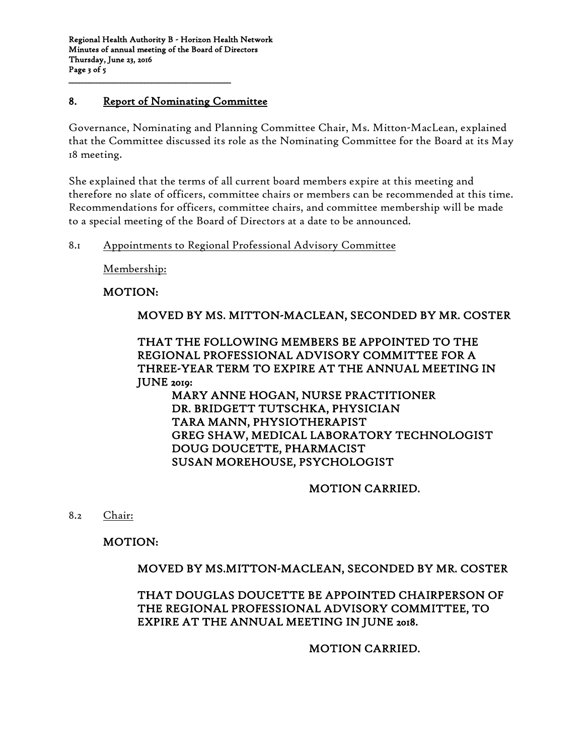## 8. Report of Nominating Committee

Governance, Nominating and Planning Committee Chair, Ms. Mitton-MacLean, explained that the Committee discussed its role as the Nominating Committee for the Board at its May 18 meeting.

She explained that the terms of all current board members expire at this meeting and therefore no slate of officers, committee chairs or members can be recommended at this time. Recommendations for officers, committee chairs, and committee membership will be made to a special meeting of the Board of Directors at a date to be announced.

### 8.1 Appointments to Regional Professional Advisory Committee

Membership:

**MOTION:**

**MOVED BY MS. MITTON-MACLEAN, SECONDED BY MR. COSTER**

**THAT THE FOLLOWING MEMBERS BE APPOINTED TO THE REGIONAL PROFESSIONAL ADVISORY COMMITTEE FOR A THREE-YEAR TERM TO EXPIRE AT THE ANNUAL MEETING IN JUNE 2019:**

**MARY ANNE HOGAN, NURSE PRACTITIONER**
**DR. BRIDGETT TUTSCHKA, PHYSICIAN**
**TARA MANN, PHYSIOTHERAPIST**
**GREG SHAW, MEDICAL LABORATORY TECHNOLOGIST**
**DOUG DOUCETTE, PHARMACIST**
**SUSAN MOREHOUSE, PSYCHOLOGIST**

**MOTION CARRIED.**

### 8.2 Chair:

**MOTION:**

**MOVED BY MS.MITTON-MACLEAN, SECONDED BY MR. COSTER**

**THAT DOUGLAS DOUCETTE BE APPOINTED CHAIRPERSON OF THE REGIONAL PROFESSIONAL ADVISORY COMMITTEE, TO EXPIRE AT THE ANNUAL MEETING IN JUNE 2018.**

**MOTION CARRIED.**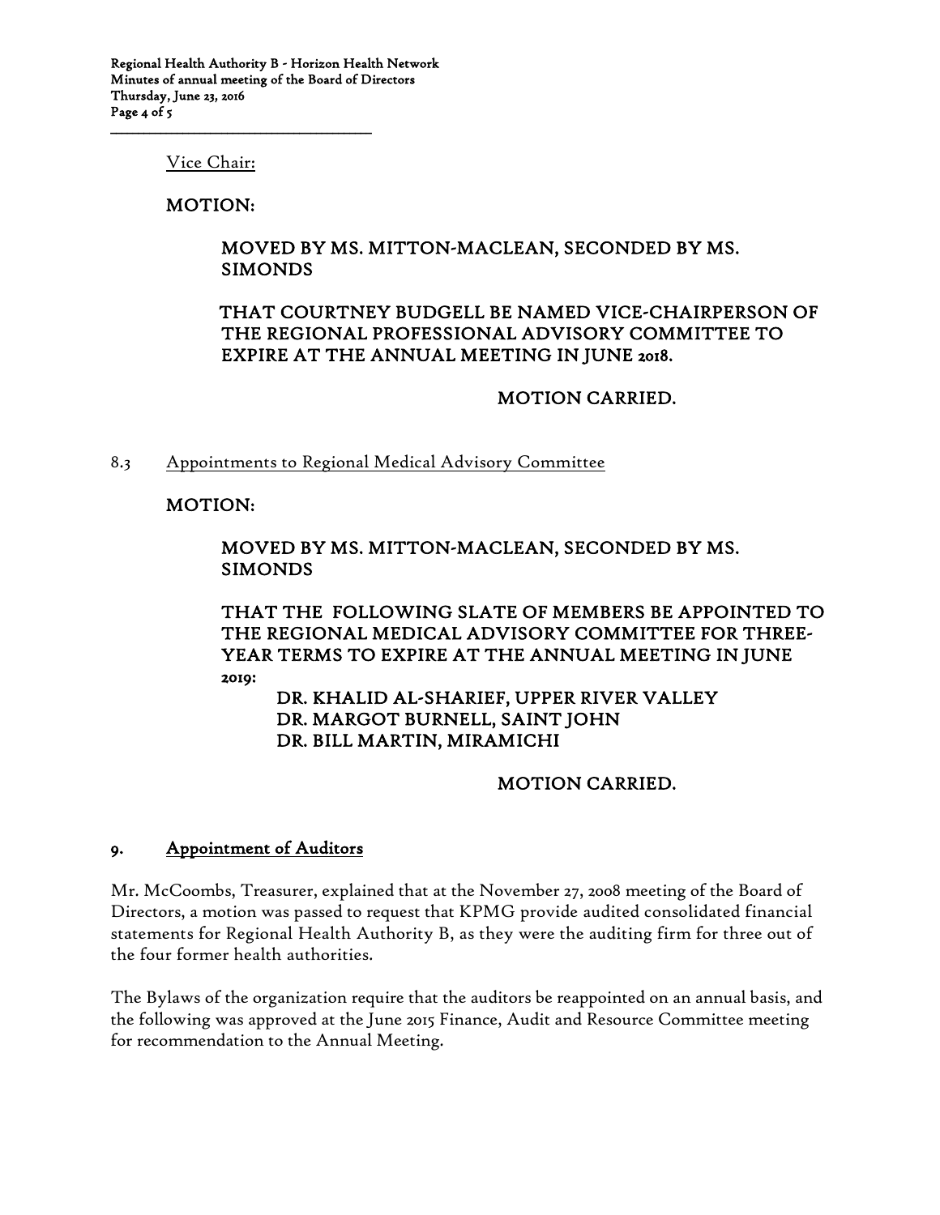Vice Chair:

**MOTION:**

**MOVED BY MS. MITTON-MACLEAN, SECONDED BY MS. SIMONDS**

**THAT COURTNEY BUDGELL BE NAMED VICE-CHAIRPERSON OF THE REGIONAL PROFESSIONAL ADVISORY COMMITTEE TO EXPIRE AT THE ANNUAL MEETING IN JUNE 2018.**

**MOTION CARRIED.**

8.3 Appointments to Regional Medical Advisory Committee

**MOTION:**

**MOVED BY MS. MITTON-MACLEAN, SECONDED BY MS. SIMONDS**

**THAT THE FOLLOWING SLATE OF MEMBERS BE APPOINTED TO THE REGIONAL MEDICAL ADVISORY COMMITTEE FOR THREE-YEAR TERMS TO EXPIRE AT THE ANNUAL MEETING IN JUNE 2019:**

**DR. KHALID AL-SHARIEF, UPPER RIVER VALLEY**
**DR. MARGOT BURNELL, SAINT JOHN**
**DR. BILL MARTIN, MIRAMICHI**

**MOTION CARRIED.**

## 9. Appointment of Auditors

Mr. McCoombs, Treasurer, explained that at the November 27, 2008 meeting of the Board of Directors, a motion was passed to request that KPMG provide audited consolidated financial statements for Regional Health Authority B, as they were the auditing firm for three out of the four former health authorities.

The Bylaws of the organization require that the auditors be reappointed on an annual basis, and the following was approved at the June 2015 Finance, Audit and Resource Committee meeting for recommendation to the Annual Meeting.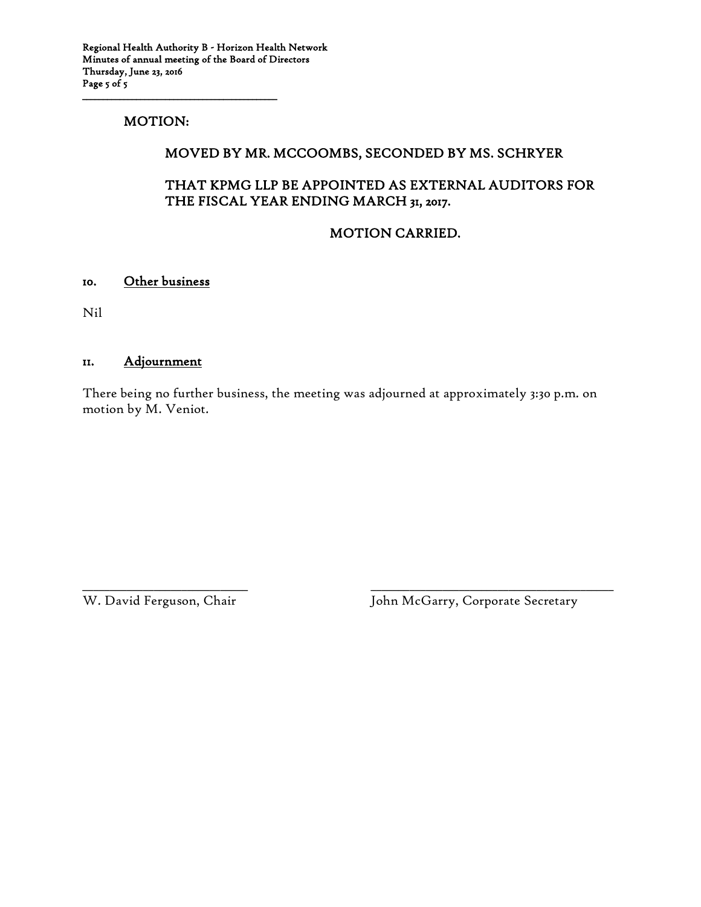MOTION:

MOVED BY MR. MCCOOMBS, SECONDED BY MS. SCHRYER

THAT KPMG LLP BE APPOINTED AS EXTERNAL AUDITORS FOR THE FISCAL YEAR ENDING MARCH 31, 2017.

MOTION CARRIED.

## 10. Other business

Nil

## 11. Adjournment

There being no further business, the meeting was adjourned at approximately 3:30 p.m. on motion by M. Veniot.

\_\_\_\_\_\_\_\_\_\_\_\_\_\_\_\_\_\_\_\_\_\_\_\_
W. David Ferguson, Chair

\_\_\_\_\_\_\_\_\_\_\_\_\_\_\_\_\_\_\_\_\_\_\_\_
John McGarry, Corporate Secretary